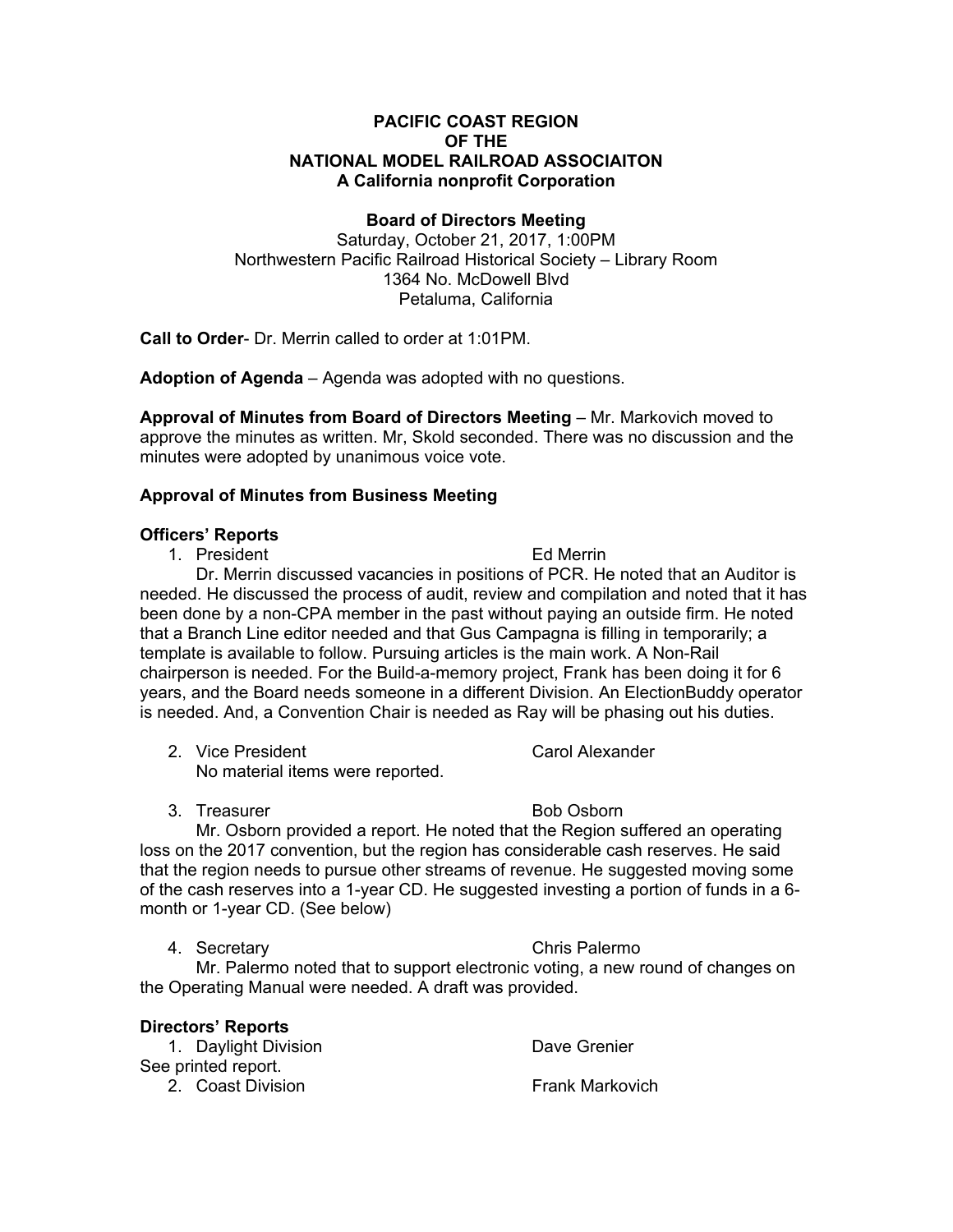**PACIFIC COAST REGION**
**OF THE**
**NATIONAL MODEL RAILROAD ASSOCIAITON**
**A California nonprofit Corporation**

**Board of Directors Meeting**
Saturday, October 21, 2017, 1:00PM
Northwestern Pacific Railroad Historical Society – Library Room
1364 No. McDowell Blvd
Petaluma, California

**Call to Order**- Dr. Merrin called to order at 1:01PM.

**Adoption of Agenda** – Agenda was adopted with no questions.

**Approval of Minutes from Board of Directors Meeting** – Mr. Markovich moved to approve the minutes as written. Mr, Skold seconded. There was no discussion and the minutes were adopted by unanimous voice vote.

**Approval of Minutes from Business Meeting**

**Officers' Reports**

1. President — Ed Merrin

   Dr. Merrin discussed vacancies in positions of PCR. He noted that an Auditor is needed. He discussed the process of audit, review and compilation and noted that it has been done by a non-CPA member in the past without paying an outside firm. He noted that a Branch Line editor needed and that Gus Campagna is filling in temporarily; a template is available to follow. Pursuing articles is the main work. A Non-Rail chairperson is needed. For the Build-a-memory project, Frank has been doing it for 6 years, and the Board needs someone in a different Division. An ElectionBuddy operator is needed. And, a Convention Chair is needed as Ray will be phasing out his duties.

2. Vice President — Carol Alexander

   No material items were reported.

3. Treasurer — Bob Osborn

   Mr. Osborn provided a report. He noted that the Region suffered an operating loss on the 2017 convention, but the region has considerable cash reserves. He said that the region needs to pursue other streams of revenue. He suggested moving some of the cash reserves into a 1-year CD. He suggested investing a portion of funds in a 6-month or 1-year CD. (See below)

4. Secretary — Chris Palermo

   Mr. Palermo noted that to support electronic voting, a new round of changes on the Operating Manual were needed. A draft was provided.

**Directors' Reports**

1. Daylight Division — Dave Grenier

See printed report.

2. Coast Division — Frank Markovich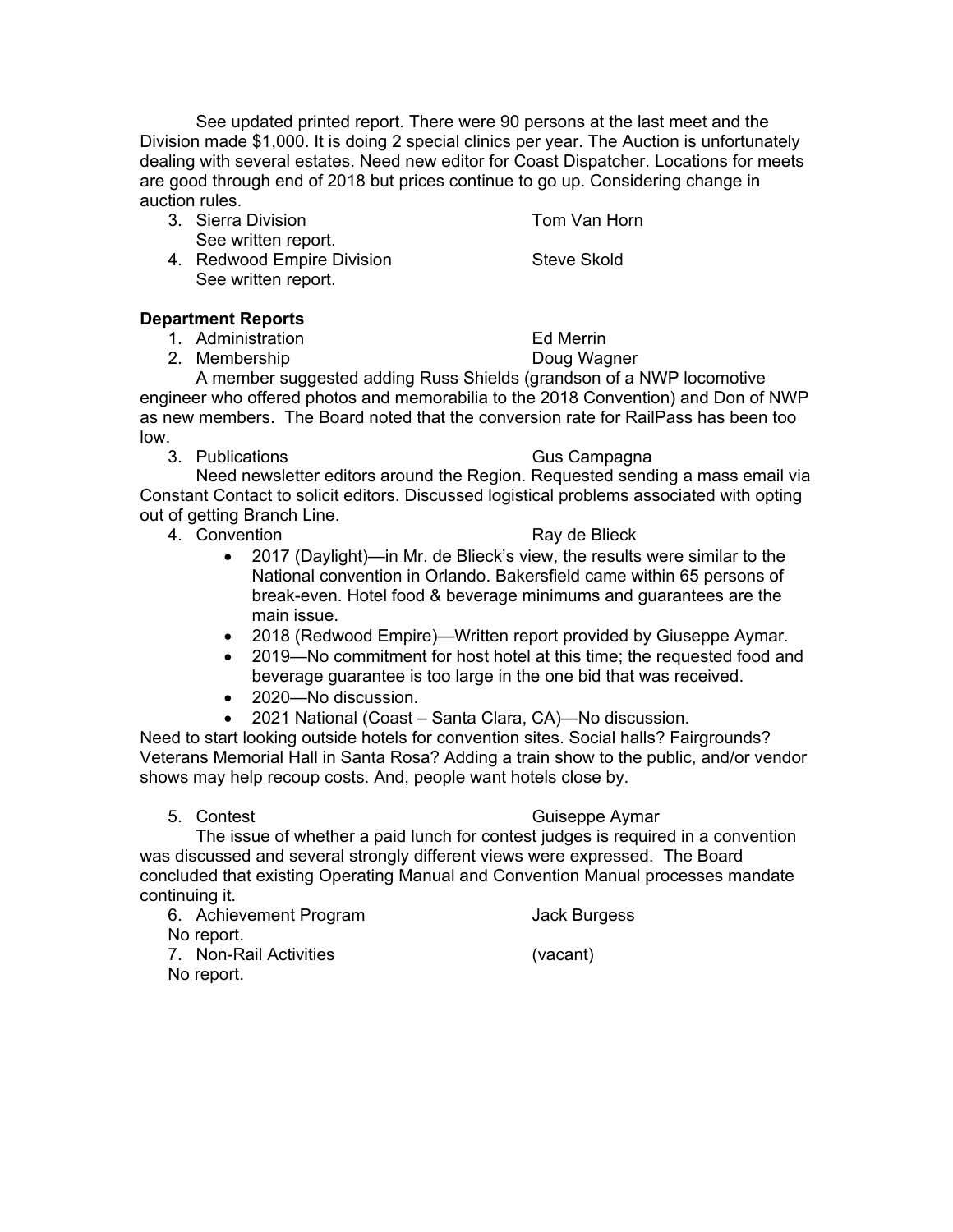See updated printed report. There were 90 persons at the last meet and the Division made $1,000. It is doing 2 special clinics per year. The Auction is unfortunately dealing with several estates. Need new editor for Coast Dispatcher. Locations for meets are good through end of 2018 but prices continue to go up. Considering change in auction rules.

3. Sierra Division — Tom Van Horn

   See written report.

4. Redwood Empire Division — Steve Skold

   See written report.

**Department Reports**

1. Administration — Ed Merrin
2. Membership — Doug Wagner

   A member suggested adding Russ Shields (grandson of a NWP locomotive engineer who offered photos and memorabilia to the 2018 Convention) and Don of NWP as new members. The Board noted that the conversion rate for RailPass has been too low.

3. Publications — Gus Campagna

   Need newsletter editors around the Region. Requested sending a mass email via Constant Contact to solicit editors. Discussed logistical problems associated with opting out of getting Branch Line.

4. Convention — Ray de Blieck

   - 2017 (Daylight)—in Mr. de Blieck's view, the results were similar to the National convention in Orlando. Bakersfield came within 65 persons of break-even. Hotel food & beverage minimums and guarantees are the main issue.
   - 2018 (Redwood Empire)—Written report provided by Giuseppe Aymar.
   - 2019—No commitment for host hotel at this time; the requested food and beverage guarantee is too large in the one bid that was received.
   - 2020—No discussion.
   - 2021 National (Coast – Santa Clara, CA)—No discussion.

Need to start looking outside hotels for convention sites. Social halls? Fairgrounds? Veterans Memorial Hall in Santa Rosa? Adding a train show to the public, and/or vendor shows may help recoup costs. And, people want hotels close by.

5. Contest — Guiseppe Aymar

   The issue of whether a paid lunch for contest judges is required in a convention was discussed and several strongly different views were expressed. The Board concluded that existing Operating Manual and Convention Manual processes mandate continuing it.

6. Achievement Program — Jack Burgess

   No report.

7. Non-Rail Activities — (vacant)

   No report.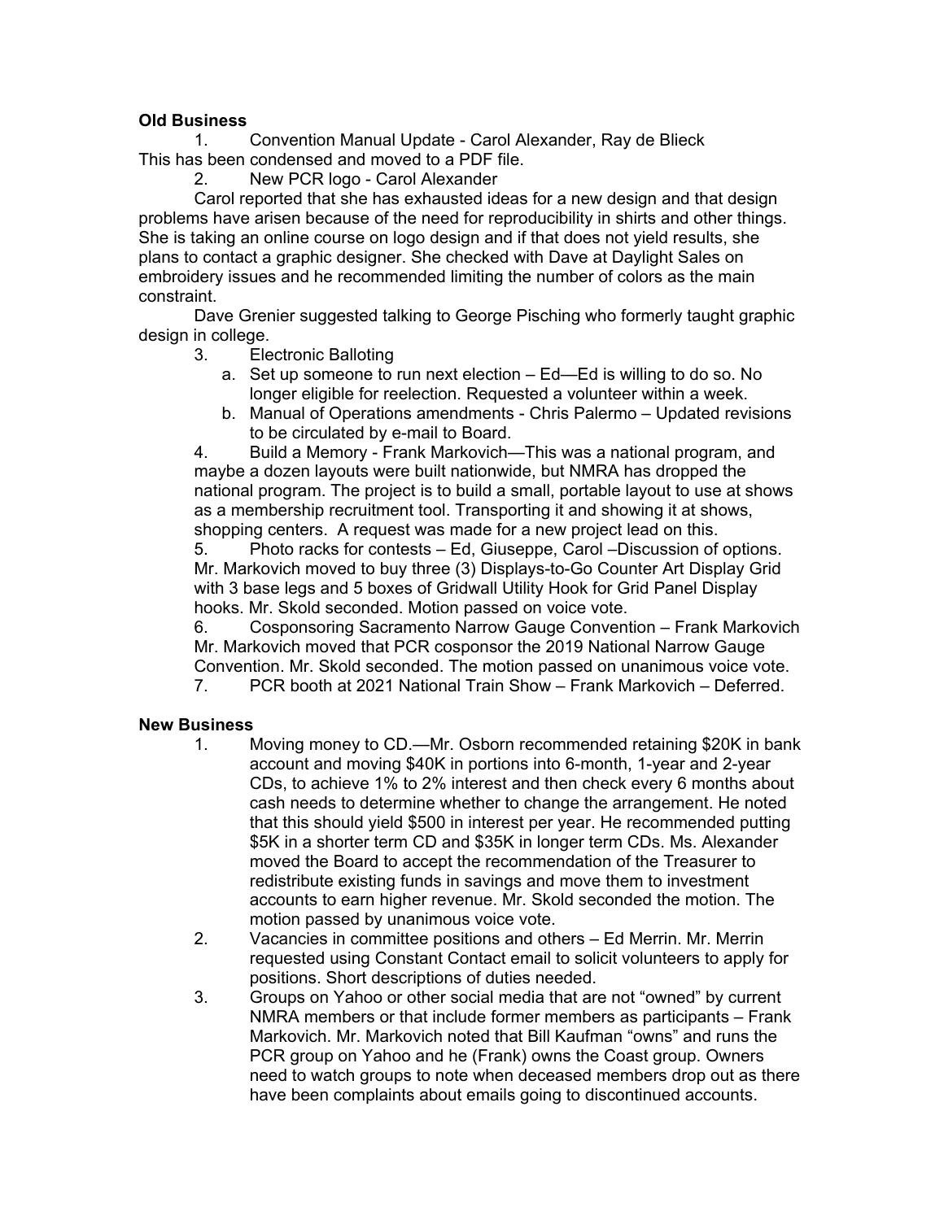**Old Business**

1. Convention Manual Update - Carol Alexander, Ray de Blieck

This has been condensed and moved to a PDF file.

2. New PCR logo - Carol Alexander

Carol reported that she has exhausted ideas for a new design and that design problems have arisen because of the need for reproducibility in shirts and other things. She is taking an online course on logo design and if that does not yield results, she plans to contact a graphic designer. She checked with Dave at Daylight Sales on embroidery issues and he recommended limiting the number of colors as the main constraint.

Dave Grenier suggested talking to George Pisching who formerly taught graphic design in college.

3. Electronic Balloting
   a. Set up someone to run next election – Ed—Ed is willing to do so. No longer eligible for reelection. Requested a volunteer within a week.
   b. Manual of Operations amendments - Chris Palermo – Updated revisions to be circulated by e-mail to Board.

4. Build a Memory - Frank Markovich—This was a national program, and maybe a dozen layouts were built nationwide, but NMRA has dropped the national program. The project is to build a small, portable layout to use at shows as a membership recruitment tool. Transporting it and showing it at shows, shopping centers. A request was made for a new project lead on this.

5. Photo racks for contests – Ed, Giuseppe, Carol –Discussion of options. Mr. Markovich moved to buy three (3) Displays-to-Go Counter Art Display Grid with 3 base legs and 5 boxes of Gridwall Utility Hook for Grid Panel Display hooks. Mr. Skold seconded. Motion passed on voice vote.

6. Cosponsoring Sacramento Narrow Gauge Convention – Frank Markovich Mr. Markovich moved that PCR cosponsor the 2019 National Narrow Gauge Convention. Mr. Skold seconded. The motion passed on unanimous voice vote.

7. PCR booth at 2021 National Train Show – Frank Markovich – Deferred.

**New Business**

1. Moving money to CD.—Mr. Osborn recommended retaining $20K in bank account and moving $40K in portions into 6-month, 1-year and 2-year CDs, to achieve 1% to 2% interest and then check every 6 months about cash needs to determine whether to change the arrangement. He noted that this should yield $500 in interest per year. He recommended putting $5K in a shorter term CD and $35K in longer term CDs. Ms. Alexander moved the Board to accept the recommendation of the Treasurer to redistribute existing funds in savings and move them to investment accounts to earn higher revenue. Mr. Skold seconded the motion. The motion passed by unanimous voice vote.
2. Vacancies in committee positions and others – Ed Merrin. Mr. Merrin requested using Constant Contact email to solicit volunteers to apply for positions. Short descriptions of duties needed.
3. Groups on Yahoo or other social media that are not "owned" by current NMRA members or that include former members as participants – Frank Markovich. Mr. Markovich noted that Bill Kaufman "owns" and runs the PCR group on Yahoo and he (Frank) owns the Coast group. Owners need to watch groups to note when deceased members drop out as there have been complaints about emails going to discontinued accounts.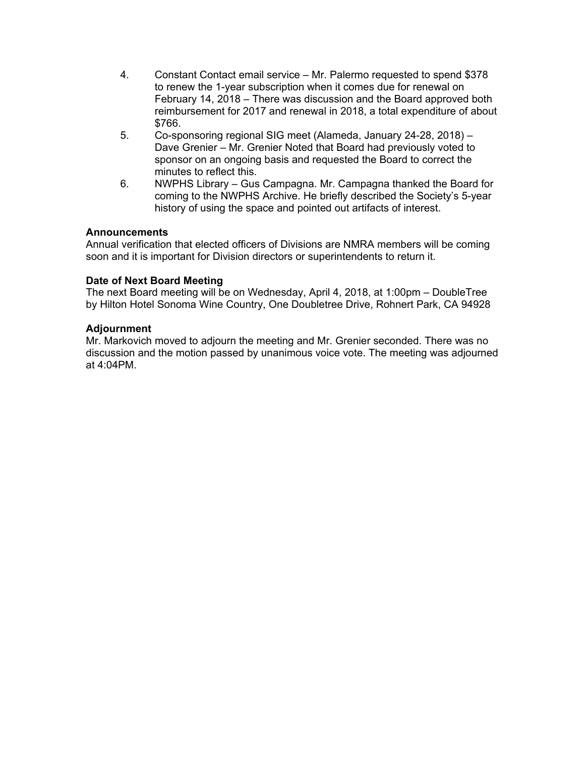4. Constant Contact email service – Mr. Palermo requested to spend $378 to renew the 1-year subscription when it comes due for renewal on February 14, 2018 – There was discussion and the Board approved both reimbursement for 2017 and renewal in 2018, a total expenditure of about $766.
5. Co-sponsoring regional SIG meet (Alameda, January 24-28, 2018) – Dave Grenier – Mr. Grenier Noted that Board had previously voted to sponsor on an ongoing basis and requested the Board to correct the minutes to reflect this.
6. NWPHS Library – Gus Campagna. Mr. Campagna thanked the Board for coming to the NWPHS Archive. He briefly described the Society's 5-year history of using the space and pointed out artifacts of interest.

**Announcements**

Annual verification that elected officers of Divisions are NMRA members will be coming soon and it is important for Division directors or superintendents to return it.

**Date of Next Board Meeting**

The next Board meeting will be on Wednesday, April 4, 2018, at 1:00pm – DoubleTree by Hilton Hotel Sonoma Wine Country, One Doubletree Drive, Rohnert Park, CA 94928

**Adjournment**

Mr. Markovich moved to adjourn the meeting and Mr. Grenier seconded. There was no discussion and the motion passed by unanimous voice vote. The meeting was adjourned at 4:04PM.